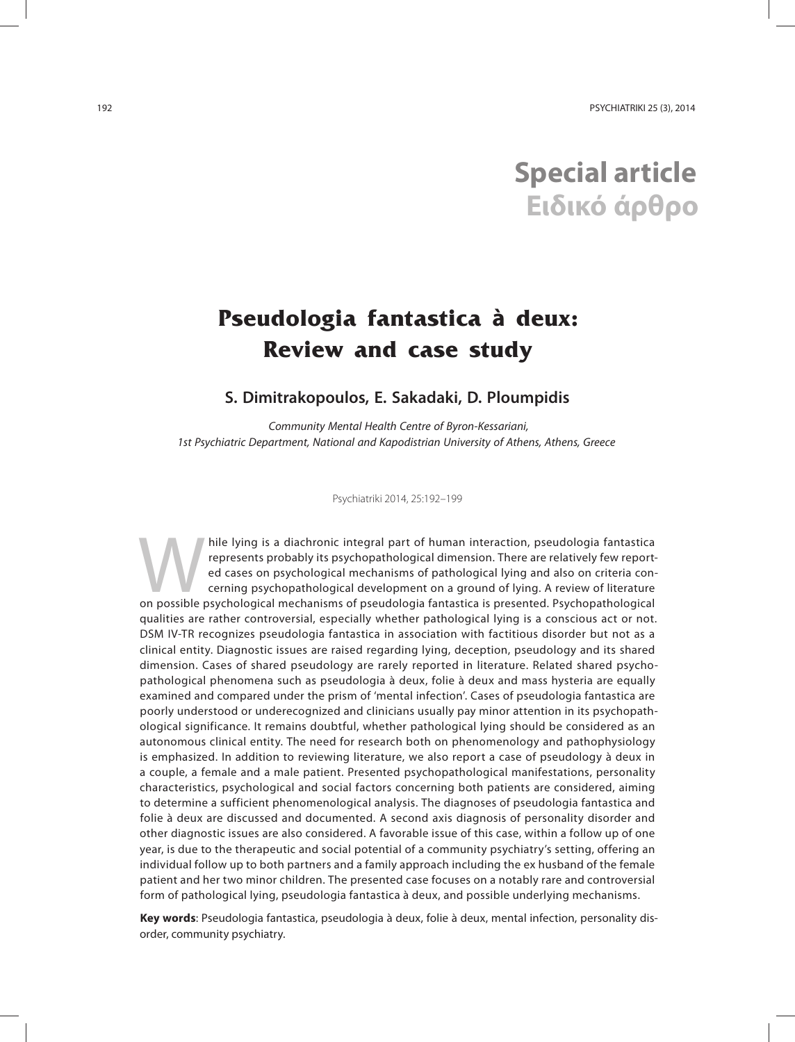# Special article
# Ειδικό άρθρο

# Pseudologia fantastica à deux: Review and case study

**S. Dimitrakopoulos, E. Sakadaki, D. Ploumpidis**

*Community Mental Health Centre of Byron-Kessariani,*
*1st Psychiatric Department, National and Kapodistrian University of Athens, Athens, Greece*

Psychiatriki 2014, 25:192–199

While lying is a diachronic integral part of human interaction, pseudologia fantastica represents probably its psychopathological dimension. There are relatively few reported cases on psychological mechanisms of pathological lying and also on criteria concerning psychopathological development on a ground of lying. A review of literature on possible psychological mechanisms of pseudologia fantastica is presented. Psychopathological qualities are rather controversial, especially whether pathological lying is a conscious act or not. DSM IV-TR recognizes pseudologia fantastica in association with factitious disorder but not as a clinical entity. Diagnostic issues are raised regarding lying, deception, pseudology and its shared dimension. Cases of shared pseudology are rarely reported in literature. Related shared psychopathological phenomena such as pseudologia à deux, folie à deux and mass hysteria are equally examined and compared under the prism of 'mental infection'. Cases of pseudologia fantastica are poorly understood or underecognized and clinicians usually pay minor attention in its psychopathological significance. It remains doubtful, whether pathological lying should be considered as an autonomous clinical entity. The need for research both on phenomenology and pathophysiology is emphasized. In addition to reviewing literature, we also report a case of pseudology à deux in a couple, a female and a male patient. Presented psychopathological manifestations, personality characteristics, psychological and social factors concerning both patients are considered, aiming to determine a sufficient phenomenological analysis. The diagnoses of pseudologia fantastica and folie à deux are discussed and documented. A second axis diagnosis of personality disorder and other diagnostic issues are also considered. A favorable issue of this case, within a follow up of one year, is due to the therapeutic and social potential of a community psychiatry's setting, offering an individual follow up to both partners and a family approach including the ex husband of the female patient and her two minor children. The presented case focuses on a notably rare and controversial form of pathological lying, pseudologia fantastica à deux, and possible underlying mechanisms.

**Key words**: Pseudologia fantastica, pseudologia à deux, folie à deux, mental infection, personality disorder, community psychiatry.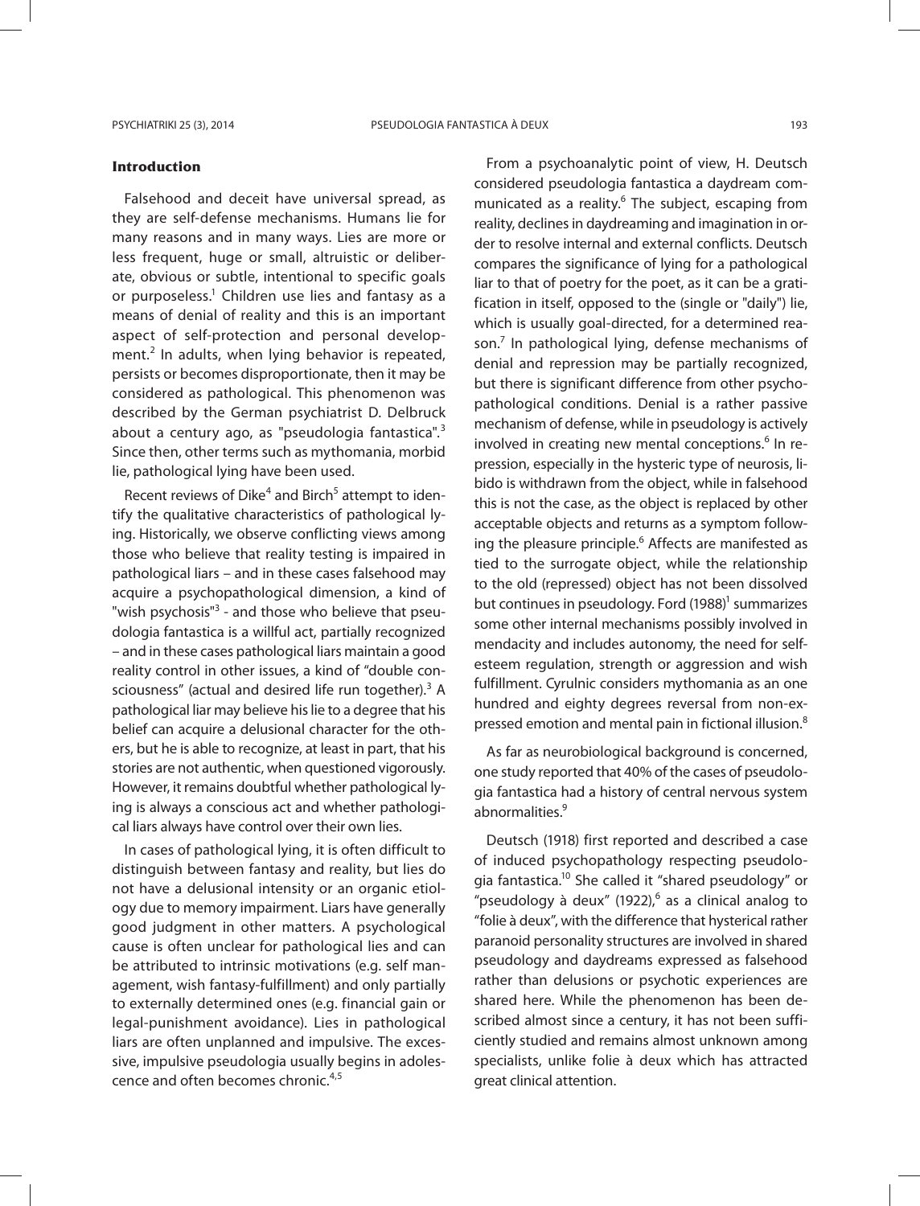## Introduction

Falsehood and deceit have universal spread, as they are self-defense mechanisms. Humans lie for many reasons and in many ways. Lies are more or less frequent, huge or small, altruistic or deliberate, obvious or subtle, intentional to specific goals or purposeless.[1] Children use lies and fantasy as a means of denial of reality and this is an important aspect of self-protection and personal development.[2] In adults, when lying behavior is repeated, persists or becomes disproportionate, then it may be considered as pathological. This phenomenon was described by the German psychiatrist D. Delbruck about a century ago, as "pseudologia fantastica".[3] Since then, other terms such as mythomania, morbid lie, pathological lying have been used.

Recent reviews of Dike[4] and Birch[5] attempt to identify the qualitative characteristics of pathological lying. Historically, we observe conflicting views among those who believe that reality testing is impaired in pathological liars – and in these cases falsehood may acquire a psychopathological dimension, a kind of "wish psychosis"[3] - and those who believe that pseudologia fantastica is a willful act, partially recognized – and in these cases pathological liars maintain a good reality control in other issues, a kind of "double consciousness" (actual and desired life run together).[3] A pathological liar may believe his lie to a degree that his belief can acquire a delusional character for the others, but he is able to recognize, at least in part, that his stories are not authentic, when questioned vigorously. However, it remains doubtful whether pathological lying is always a conscious act and whether pathological liars always have control over their own lies.

In cases of pathological lying, it is often difficult to distinguish between fantasy and reality, but lies do not have a delusional intensity or an organic etiology due to memory impairment. Liars have generally good judgment in other matters. A psychological cause is often unclear for pathological lies and can be attributed to intrinsic motivations (e.g. self management, wish fantasy-fulfillment) and only partially to externally determined ones (e.g. financial gain or legal-punishment avoidance). Lies in pathological liars are often unplanned and impulsive. The excessive, impulsive pseudologia usually begins in adolescence and often becomes chronic.[4,5]

From a psychoanalytic point of view, H. Deutsch considered pseudologia fantastica a daydream communicated as a reality.[6] The subject, escaping from reality, declines in daydreaming and imagination in order to resolve internal and external conflicts. Deutsch compares the significance of lying for a pathological liar to that of poetry for the poet, as it can be a gratification in itself, opposed to the (single or "daily") lie, which is usually goal-directed, for a determined reason.[7] In pathological lying, defense mechanisms of denial and repression may be partially recognized, but there is significant difference from other psychopathological conditions. Denial is a rather passive mechanism of defense, while in pseudology is actively involved in creating new mental conceptions.[6] In repression, especially in the hysteric type of neurosis, libido is withdrawn from the object, while in falsehood this is not the case, as the object is replaced by other acceptable objects and returns as a symptom following the pleasure principle.[6] Affects are manifested as tied to the surrogate object, while the relationship to the old (repressed) object has not been dissolved but continues in pseudology. Ford (1988)[1] summarizes some other internal mechanisms possibly involved in mendacity and includes autonomy, the need for self-esteem regulation, strength or aggression and wish fulfillment. Cyrulnic considers mythomania as an one hundred and eighty degrees reversal from non-expressed emotion and mental pain in fictional illusion.[8]

As far as neurobiological background is concerned, one study reported that 40% of the cases of pseudologia fantastica had a history of central nervous system abnormalities.[9]

Deutsch (1918) first reported and described a case of induced psychopathology respecting pseudologia fantastica.[10] She called it "shared pseudology" or "pseudology à deux" (1922),[6] as a clinical analog to "folie à deux", with the difference that hysterical rather paranoid personality structures are involved in shared pseudology and daydreams expressed as falsehood rather than delusions or psychotic experiences are shared here. While the phenomenon has been described almost since a century, it has not been sufficiently studied and remains almost unknown among specialists, unlike folie à deux which has attracted great clinical attention.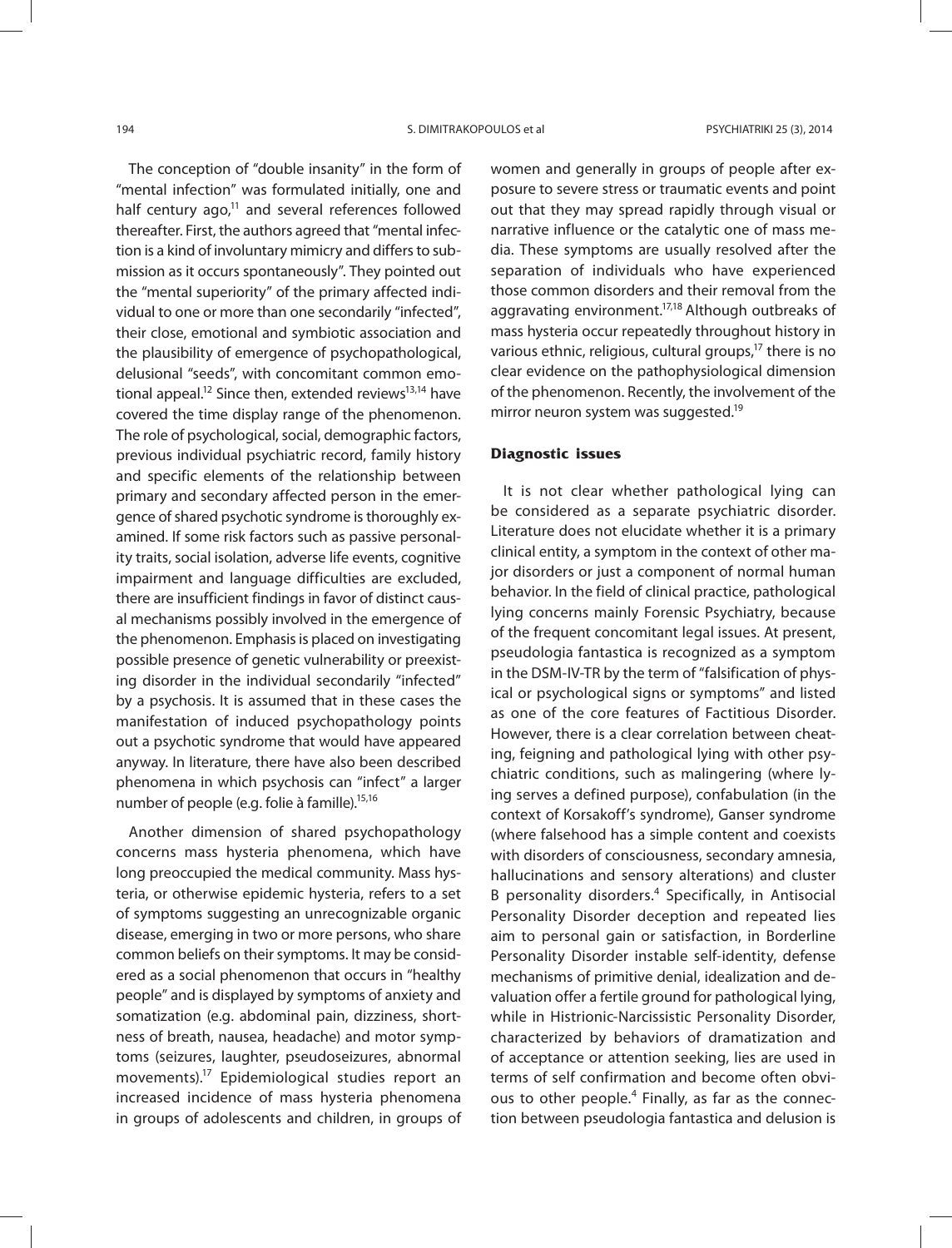The conception of "double insanity" in the form of "mental infection" was formulated initially, one and half century ago,[11] and several references followed thereafter. First, the authors agreed that "mental infection is a kind of involuntary mimicry and differs to submission as it occurs spontaneously". They pointed out the "mental superiority" of the primary affected individual to one or more than one secondarily "infected", their close, emotional and symbiotic association and the plausibility of emergence of psychopathological, delusional "seeds", with concomitant common emotional appeal.[12] Since then, extended reviews[13,14] have covered the time display range of the phenomenon. The role of psychological, social, demographic factors, previous individual psychiatric record, family history and specific elements of the relationship between primary and secondary affected person in the emergence of shared psychotic syndrome is thoroughly examined. If some risk factors such as passive personality traits, social isolation, adverse life events, cognitive impairment and language difficulties are excluded, there are insufficient findings in favor of distinct causal mechanisms possibly involved in the emergence of the phenomenon. Emphasis is placed on investigating possible presence of genetic vulnerability or preexisting disorder in the individual secondarily "infected" by a psychosis. It is assumed that in these cases the manifestation of induced psychopathology points out a psychotic syndrome that would have appeared anyway. In literature, there have also been described phenomena in which psychosis can "infect" a larger number of people (e.g. folie à famille).[15,16]

Another dimension of shared psychopathology concerns mass hysteria phenomena, which have long preoccupied the medical community. Mass hysteria, or otherwise epidemic hysteria, refers to a set of symptoms suggesting an unrecognizable organic disease, emerging in two or more persons, who share common beliefs on their symptoms. It may be considered as a social phenomenon that occurs in "healthy people" and is displayed by symptoms of anxiety and somatization (e.g. abdominal pain, dizziness, shortness of breath, nausea, headache) and motor symptoms (seizures, laughter, pseudoseizures, abnormal movements).[17] Epidemiological studies report an increased incidence of mass hysteria phenomena in groups of adolescents and children, in groups of women and generally in groups of people after exposure to severe stress or traumatic events and point out that they may spread rapidly through visual or narrative influence or the catalytic one of mass media. These symptoms are usually resolved after the separation of individuals who have experienced those common disorders and their removal from the aggravating environment.[17,18] Although outbreaks of mass hysteria occur repeatedly throughout history in various ethnic, religious, cultural groups,[17] there is no clear evidence on the pathophysiological dimension of the phenomenon. Recently, the involvement of the mirror neuron system was suggested.[19]

## Diagnostic issues

It is not clear whether pathological lying can be considered as a separate psychiatric disorder. Literature does not elucidate whether it is a primary clinical entity, a symptom in the context of other major disorders or just a component of normal human behavior. In the field of clinical practice, pathological lying concerns mainly Forensic Psychiatry, because of the frequent concomitant legal issues. At present, pseudologia fantastica is recognized as a symptom in the DSM-IV-TR by the term of "falsification of physical or psychological signs or symptoms" and listed as one of the core features of Factitious Disorder. However, there is a clear correlation between cheating, feigning and pathological lying with other psychiatric conditions, such as malingering (where lying serves a defined purpose), confabulation (in the context of Korsakoff's syndrome), Ganser syndrome (where falsehood has a simple content and coexists with disorders of consciousness, secondary amnesia, hallucinations and sensory alterations) and cluster B personality disorders.[4] Specifically, in Antisocial Personality Disorder deception and repeated lies aim to personal gain or satisfaction, in Borderline Personality Disorder instable self-identity, defense mechanisms of primitive denial, idealization and devaluation offer a fertile ground for pathological lying, while in Histrionic-Narcissistic Personality Disorder, characterized by behaviors of dramatization and of acceptance or attention seeking, lies are used in terms of self confirmation and become often obvious to other people.[4] Finally, as far as the connection between pseudologia fantastica and delusion is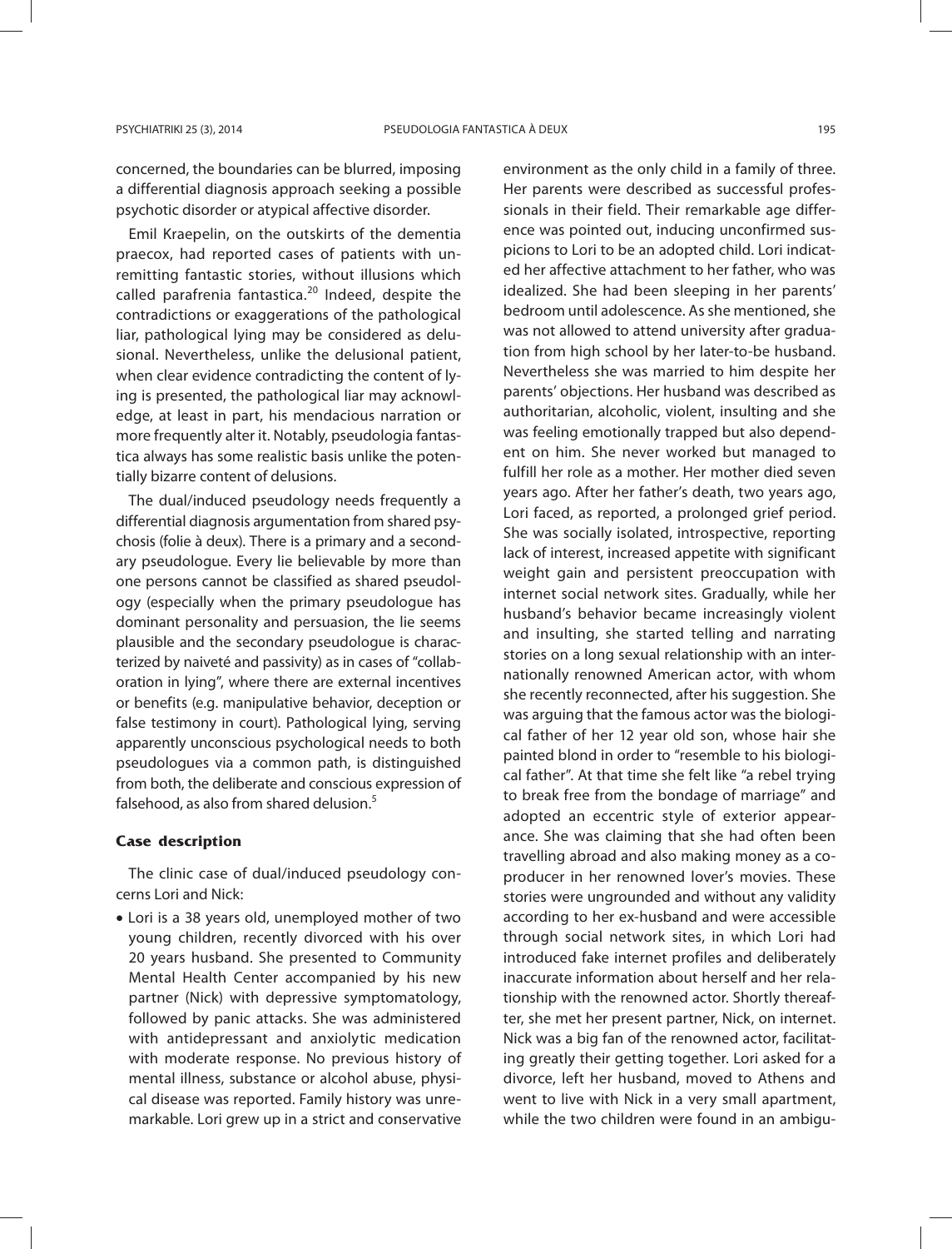concerned, the boundaries can be blurred, imposing a differential diagnosis approach seeking a possible psychotic disorder or atypical affective disorder.

Emil Kraepelin, on the outskirts of the dementia praecox, had reported cases of patients with unremitting fantastic stories, without illusions which called parafrenia fantastica.[20] Indeed, despite the contradictions or exaggerations of the pathological liar, pathological lying may be considered as delusional. Nevertheless, unlike the delusional patient, when clear evidence contradicting the content of lying is presented, the pathological liar may acknowledge, at least in part, his mendacious narration or more frequently alter it. Notably, pseudologia fantastica always has some realistic basis unlike the potentially bizarre content of delusions.

The dual/induced pseudology needs frequently a differential diagnosis argumentation from shared psychosis (folie à deux). There is a primary and a secondary pseudologue. Every lie believable by more than one persons cannot be classified as shared pseudology (especially when the primary pseudologue has dominant personality and persuasion, the lie seems plausible and the secondary pseudologue is characterized by naiveté and passivity) as in cases of "collaboration in lying", where there are external incentives or benefits (e.g. manipulative behavior, deception or false testimony in court). Pathological lying, serving apparently unconscious psychological needs to both pseudologues via a common path, is distinguished from both, the deliberate and conscious expression of falsehood, as also from shared delusion.[5]

## Case description

The clinic case of dual/induced pseudology concerns Lori and Nick:

- Lori is a 38 years old, unemployed mother of two young children, recently divorced with his over 20 years husband. She presented to Community Mental Health Center accompanied by his new partner (Nick) with depressive symptomatology, followed by panic attacks. She was administered with antidepressant and anxiolytic medication with moderate response. No previous history of mental illness, substance or alcohol abuse, physical disease was reported. Family history was unremarkable. Lori grew up in a strict and conservative environment as the only child in a family of three. Her parents were described as successful professionals in their field. Their remarkable age difference was pointed out, inducing unconfirmed suspicions to Lori to be an adopted child. Lori indicated her affective attachment to her father, who was idealized. She had been sleeping in her parents' bedroom until adolescence. As she mentioned, she was not allowed to attend university after graduation from high school by her later-to-be husband. Nevertheless she was married to him despite her parents' objections. Her husband was described as authoritarian, alcoholic, violent, insulting and she was feeling emotionally trapped but also dependent on him. She never worked but managed to fulfill her role as a mother. Her mother died seven years ago. After her father's death, two years ago, Lori faced, as reported, a prolonged grief period. She was socially isolated, introspective, reporting lack of interest, increased appetite with significant weight gain and persistent preoccupation with internet social network sites. Gradually, while her husband's behavior became increasingly violent and insulting, she started telling and narrating stories on a long sexual relationship with an internationally renowned American actor, with whom she recently reconnected, after his suggestion. She was arguing that the famous actor was the biological father of her 12 year old son, whose hair she painted blond in order to "resemble to his biological father". At that time she felt like "a rebel trying to break free from the bondage of marriage" and adopted an eccentric style of exterior appearance. She was claiming that she had often been travelling abroad and also making money as a co-producer in her renowned lover's movies. These stories were ungrounded and without any validity according to her ex-husband and were accessible through social network sites, in which Lori had introduced fake internet profiles and deliberately inaccurate information about herself and her relationship with the renowned actor. Shortly thereafter, she met her present partner, Nick, on internet. Nick was a big fan of the renowned actor, facilitating greatly their getting together. Lori asked for a divorce, left her husband, moved to Athens and went to live with Nick in a very small apartment, while the two children were found in an ambigu-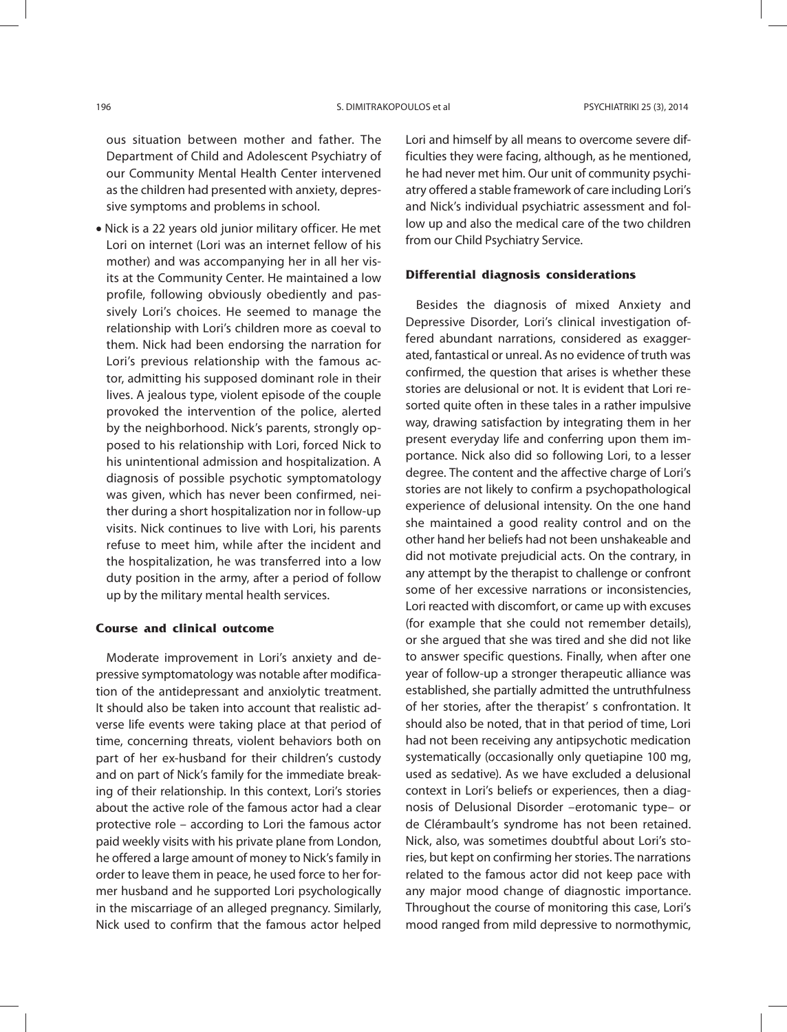ous situation between mother and father. The Department of Child and Adolescent Psychiatry of our Community Mental Health Center intervened as the children had presented with anxiety, depressive symptoms and problems in school.

- Nick is a 22 years old junior military officer. He met Lori on internet (Lori was an internet fellow of his mother) and was accompanying her in all her visits at the Community Center. He maintained a low profile, following obviously obediently and passively Lori's choices. He seemed to manage the relationship with Lori's children more as coeval to them. Nick had been endorsing the narration for Lori's previous relationship with the famous actor, admitting his supposed dominant role in their lives. A jealous type, violent episode of the couple provoked the intervention of the police, alerted by the neighborhood. Nick's parents, strongly opposed to his relationship with Lori, forced Nick to his unintentional admission and hospitalization. A diagnosis of possible psychotic symptomatology was given, which has never been confirmed, neither during a short hospitalization nor in follow-up visits. Nick continues to live with Lori, his parents refuse to meet him, while after the incident and the hospitalization, he was transferred into a low duty position in the army, after a period of follow up by the military mental health services.

### Course and clinical outcome

Moderate improvement in Lori's anxiety and depressive symptomatology was notable after modification of the antidepressant and anxiolytic treatment. It should also be taken into account that realistic adverse life events were taking place at that period of time, concerning threats, violent behaviors both on part of her ex-husband for their children's custody and on part of Nick's family for the immediate breaking of their relationship. In this context, Lori's stories about the active role of the famous actor had a clear protective role – according to Lori the famous actor paid weekly visits with his private plane from London, he offered a large amount of money to Nick's family in order to leave them in peace, he used force to her former husband and he supported Lori psychologically in the miscarriage of an alleged pregnancy. Similarly, Nick used to confirm that the famous actor helped Lori and himself by all means to overcome severe difficulties they were facing, although, as he mentioned, he had never met him. Our unit of community psychiatry offered a stable framework of care including Lori's and Nick's individual psychiatric assessment and follow up and also the medical care of the two children from our Child Psychiatry Service.

### Differential diagnosis considerations

Besides the diagnosis of mixed Anxiety and Depressive Disorder, Lori's clinical investigation offered abundant narrations, considered as exaggerated, fantastical or unreal. As no evidence of truth was confirmed, the question that arises is whether these stories are delusional or not. It is evident that Lori resorted quite often in these tales in a rather impulsive way, drawing satisfaction by integrating them in her present everyday life and conferring upon them importance. Nick also did so following Lori, to a lesser degree. The content and the affective charge of Lori's stories are not likely to confirm a psychopathological experience of delusional intensity. On the one hand she maintained a good reality control and on the other hand her beliefs had not been unshakeable and did not motivate prejudicial acts. On the contrary, in any attempt by the therapist to challenge or confront some of her excessive narrations or inconsistencies, Lori reacted with discomfort, or came up with excuses (for example that she could not remember details), or she argued that she was tired and she did not like to answer specific questions. Finally, when after one year of follow-up a stronger therapeutic alliance was established, she partially admitted the untruthfulness of her stories, after the therapist' s confrontation. It should also be noted, that in that period of time, Lori had not been receiving any antipsychotic medication systematically (occasionally only quetiapine 100 mg, used as sedative). As we have excluded a delusional context in Lori's beliefs or experiences, then a diagnosis of Delusional Disorder –erotomanic type– or de Clérambault's syndrome has not been retained. Nick, also, was sometimes doubtful about Lori's stories, but kept on confirming her stories. The narrations related to the famous actor did not keep pace with any major mood change of diagnostic importance. Throughout the course of monitoring this case, Lori's mood ranged from mild depressive to normothymic,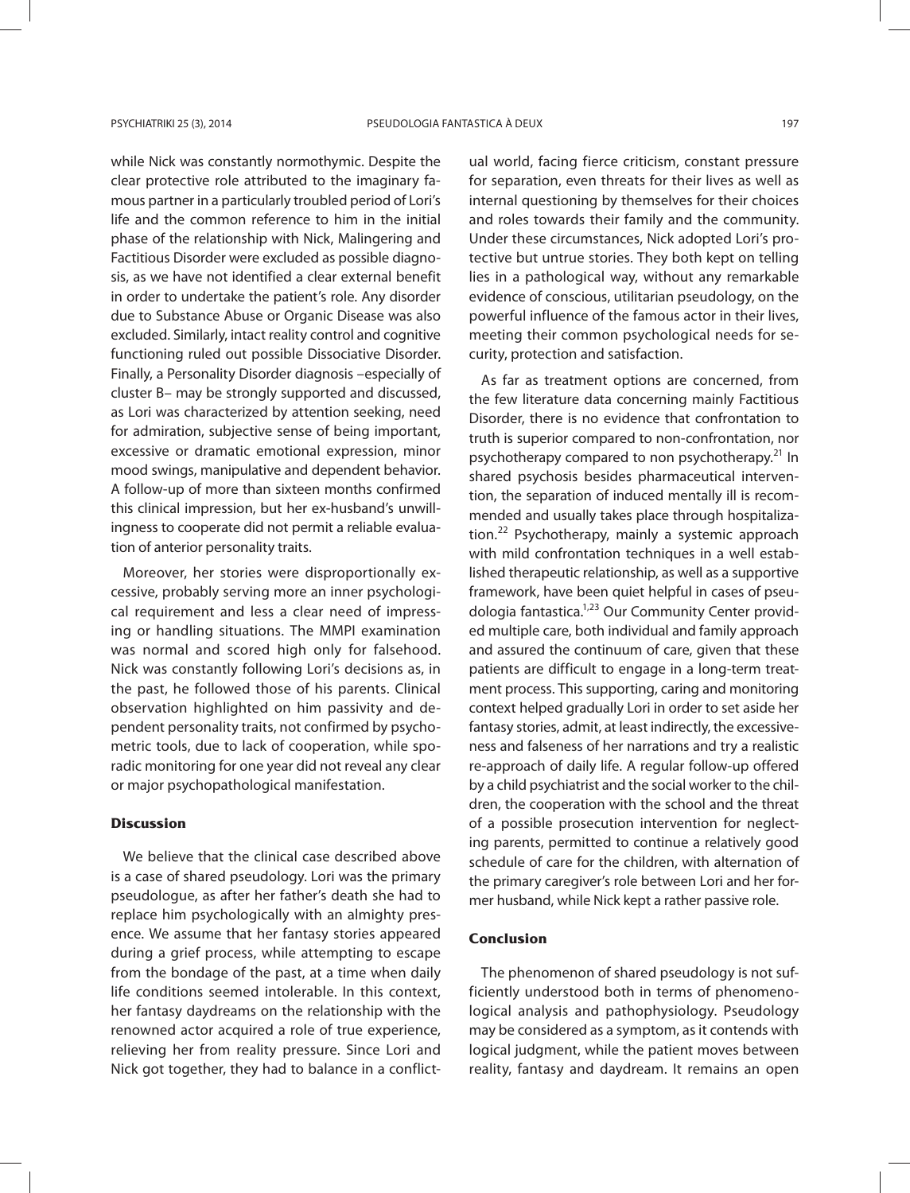while Nick was constantly normothymic. Despite the clear protective role attributed to the imaginary famous partner in a particularly troubled period of Lori's life and the common reference to him in the initial phase of the relationship with Nick, Malingering and Factitious Disorder were excluded as possible diagnosis, as we have not identified a clear external benefit in order to undertake the patient's role. Any disorder due to Substance Abuse or Organic Disease was also excluded. Similarly, intact reality control and cognitive functioning ruled out possible Dissociative Disorder. Finally, a Personality Disorder diagnosis –especially of cluster B– may be strongly supported and discussed, as Lori was characterized by attention seeking, need for admiration, subjective sense of being important, excessive or dramatic emotional expression, minor mood swings, manipulative and dependent behavior. A follow-up of more than sixteen months confirmed this clinical impression, but her ex-husband's unwillingness to cooperate did not permit a reliable evaluation of anterior personality traits.

Moreover, her stories were disproportionally excessive, probably serving more an inner psychological requirement and less a clear need of impressing or handling situations. The MMPI examination was normal and scored high only for falsehood. Nick was constantly following Lori's decisions as, in the past, he followed those of his parents. Clinical observation highlighted on him passivity and dependent personality traits, not confirmed by psychometric tools, due to lack of cooperation, while sporadic monitoring for one year did not reveal any clear or major psychopathological manifestation.

## Discussion

We believe that the clinical case described above is a case of shared pseudology. Lori was the primary pseudologue, as after her father's death she had to replace him psychologically with an almighty presence. We assume that her fantasy stories appeared during a grief process, while attempting to escape from the bondage of the past, at a time when daily life conditions seemed intolerable. In this context, her fantasy daydreams on the relationship with the renowned actor acquired a role of true experience, relieving her from reality pressure. Since Lori and Nick got together, they had to balance in a conflictual world, facing fierce criticism, constant pressure for separation, even threats for their lives as well as internal questioning by themselves for their choices and roles towards their family and the community. Under these circumstances, Nick adopted Lori's protective but untrue stories. They both kept on telling lies in a pathological way, without any remarkable evidence of conscious, utilitarian pseudology, on the powerful influence of the famous actor in their lives, meeting their common psychological needs for security, protection and satisfaction.

As far as treatment options are concerned, from the few literature data concerning mainly Factitious Disorder, there is no evidence that confrontation to truth is superior compared to non-confrontation, nor psychotherapy compared to non psychotherapy.[21] In shared psychosis besides pharmaceutical intervention, the separation of induced mentally ill is recommended and usually takes place through hospitalization.[22] Psychotherapy, mainly a systemic approach with mild confrontation techniques in a well established therapeutic relationship, as well as a supportive framework, have been quiet helpful in cases of pseudologia fantastica.[1,23] Our Community Center provided multiple care, both individual and family approach and assured the continuum of care, given that these patients are difficult to engage in a long-term treatment process. This supporting, caring and monitoring context helped gradually Lori in order to set aside her fantasy stories, admit, at least indirectly, the excessiveness and falseness of her narrations and try a realistic re-approach of daily life. A regular follow-up offered by a child psychiatrist and the social worker to the children, the cooperation with the school and the threat of a possible prosecution intervention for neglecting parents, permitted to continue a relatively good schedule of care for the children, with alternation of the primary caregiver's role between Lori and her former husband, while Nick kept a rather passive role.

## Conclusion

The phenomenon of shared pseudology is not sufficiently understood both in terms of phenomenological analysis and pathophysiology. Pseudology may be considered as a symptom, as it contends with logical judgment, while the patient moves between reality, fantasy and daydream. It remains an open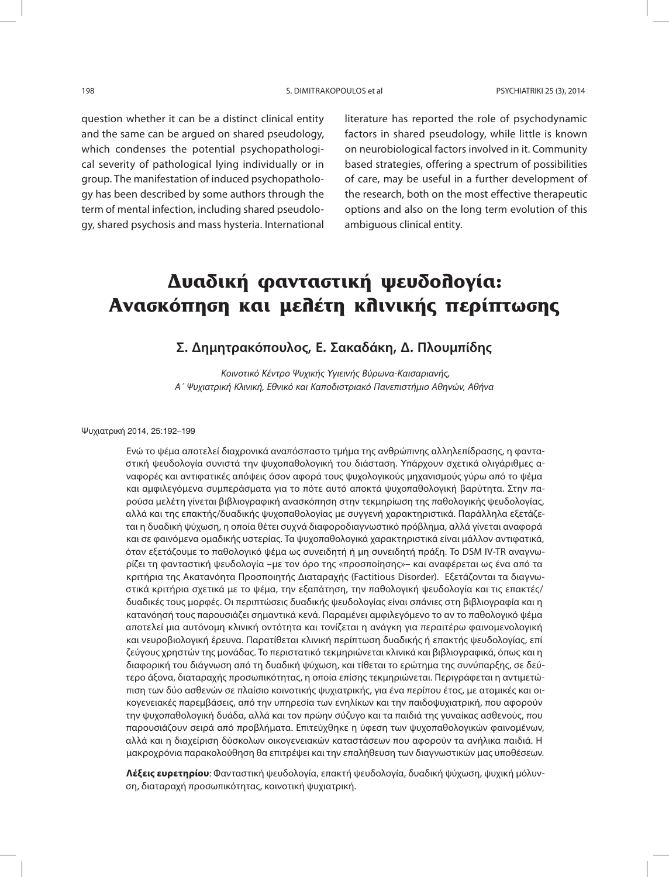question whether it can be a distinct clinical entity and the same can be argued on shared pseudology, which condenses the potential psychopathological severity of pathological lying individually or in group. The manifestation of induced psychopathology has been described by some authors through the term of mental infection, including shared pseudology, shared psychosis and mass hysteria. International literature has reported the role of psychodynamic factors in shared pseudology, while little is known on neurobiological factors involved in it. Community based strategies, offering a spectrum of possibilities of care, may be useful in a further development of the research, both on the most effective therapeutic options and also on the long term evolution of this ambiguous clinical entity.

# Δυαδική φανταστική ψευδολογία: Ανασκόπηση και μελέτη κλινικής περίπτωσης

## Σ. Δημητρακόπουλος, Ε. Σακαδάκη, Δ. Πλουμπίδης

*Κοινοτικό Κέντρο Ψυχικής Υγιεινής Βύρωνα-Καισαριανής,*
*Α΄ Ψυχιατρική Κλινική, Εθνικό και Καποδιστριακό Πανεπιστήμιο Αθηνών, Αθήνα*

Ψυχιατρική 2014, 25:192–199

Ενώ το ψέμα αποτελεί διαχρονικά αναπόσπαστο τμήμα της ανθρώπινης αλληλεπίδρασης, η φανταστική ψευδολογία συνιστά την ψυχοπαθολογική του διάσταση. Υπάρχουν σχετικά ολιγάριθμες αναφορές και αντιφατικές απόψεις όσον αφορά τους ψυχολογικούς μηχανισμούς γύρω από το ψέμα και αμφιλεγόμενα συμπεράσματα για το πότε αυτό αποκτά ψυχοπαθολογική βαρύτητα. Στην παρούσα μελέτη γίνεται βιβλιογραφική ανασκόπηση στην τεκμηρίωση της παθολογικής ψευδολογίας, αλλά και της επακτής/δυαδικής ψυχοπαθολογίας με συγγενή χαρακτηριστικά. Παράλληλα εξετάζεται η δυαδική ψύχωση, η οποία θέτει συχνά διαφοροδιαγνωστικό πρόβλημα, αλλά γίνεται αναφορά και σε φαινόμενα ομαδικής υστερίας. Τα ψυχοπαθολογικά χαρακτηριστικά είναι μάλλον αντιφατικά, όταν εξετάζουμε το παθολογικό ψέμα ως συνειδητή ή μη συνειδητή πράξη. Το DSM IV-TR αναγνωρίζει τη φανταστική ψευδολογία –με τον όρο της «προσποίησης»– και αναφέρεται ως ένα από τα κριτήρια της Ακατανόητα Προσποιητής Διαταραχής (Factitious Disorder). Εξετάζονται τα διαγνωστικά κριτήρια σχετικά με το ψέμα, την εξαπάτηση, την παθολογική ψευδολογία και τις επακτές/δυαδικές τους μορφές. Οι περιπτώσεις δυαδικής ψευδολογίας είναι σπάνιες στη βιβλιογραφία και η κατανόησή τους παρουσιάζει σημαντικά κενά. Παραμένει αμφιλεγόμενο το αν το παθολογικό ψέμα αποτελεί μια αυτόνομη κλινική οντότητα και τονίζεται η ανάγκη για περαιτέρω φαινομενολογική και νευροβιολογική έρευνα. Παρατίθεται κλινική περίπτωση δυαδικής ή επακτής ψευδολογίας, επί ζεύγους χρηστών της μονάδας. Το περιστατικό τεκμηριώνεται κλινικά και βιβλιογραφικά, όπως και η διαφορική του διάγνωση από τη δυαδική ψύχωση, και τίθεται το ερώτημα της συνύπαρξης, σε δεύτερο άξονα, διαταραχής προσωπικότητας, η οποία επίσης τεκμηριώνεται. Περιγράφεται η αντιμετώπιση των δύο ασθενών σε πλαίσιο κοινοτικής ψυχιατρικής, για ένα περίπου έτος, με ατομικές και οικογενειακές παρεμβάσεις, από την υπηρεσία των ενηλίκων και την παιδοψυχιατρική, που αφορούν την ψυχοπαθολογική δυάδα, αλλά και τον πρώην σύζυγο και τα παιδιά της γυναίκας ασθενούς, που παρουσιάζουν σειρά από προβλήματα. Επιτεύχθηκε η ύφεση των ψυχοπαθολογικών φαινομένων, αλλά και η διαχείριση δύσκολων οικογενειακών καταστάσεων που αφορούν τα ανήλικα παιδιά. Η μακροχρόνια παρακολούθηση θα επιτρέψει και την επαλήθευση των διαγνωστικών μας υποθέσεων.

**Λέξεις ευρετηρίου**: Φανταστική ψευδολογία, επακτή ψευδολογία, δυαδική ψύχωση, ψυχική μόλυνση, διαταραχή προσωπικότητας, κοινοτική ψυχιατρική.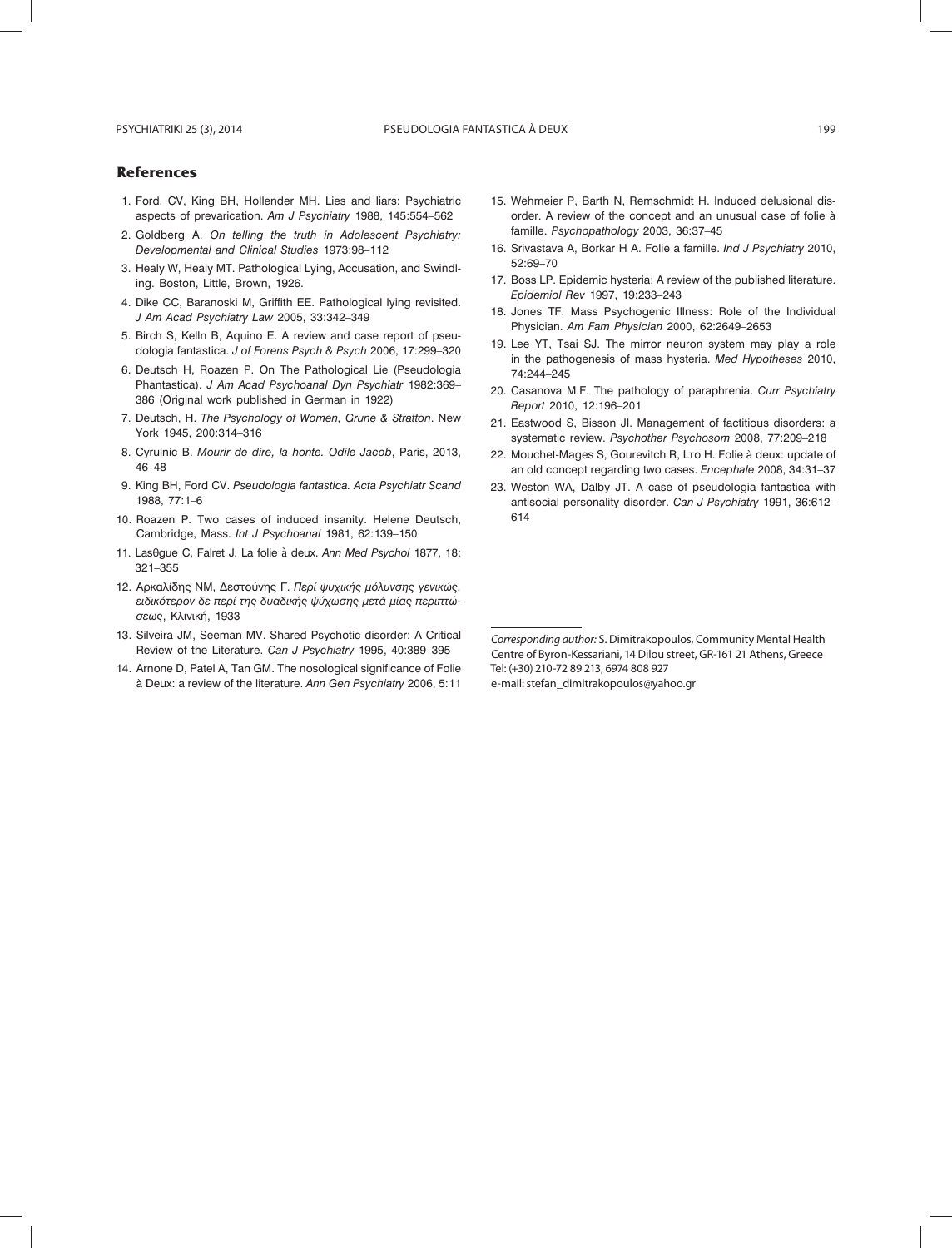## References

1. Ford, CV, King BH, Hollender MH. Lies and liars: Psychiatric aspects of prevarication. *Am J Psychiatry* 1988, 145:554–562
2. Goldberg A. *On telling the truth in Adolescent Psychiatry: Developmental and Clinical Studies* 1973:98–112
3. Healy W, Healy MT. Pathological Lying, Accusation, and Swindling. Boston, Little, Brown, 1926.
4. Dike CC, Baranoski M, Griffith EE. Pathological lying revisited. *J Am Acad Psychiatry Law* 2005, 33:342–349
5. Birch S, Kelln B, Aquino E. A review and case report of pseudologia fantastica. *J of Forens Psych & Psych* 2006, 17:299–320
6. Deutsch H, Roazen P. On The Pathological Lie (Pseudologia Phantastica). *J Am Acad Psychoanal Dyn Psychiatr* 1982:369–386 (Original work published in German in 1922)
7. Deutsch, H. *The Psychology of Women, Grune & Stratton*. New York 1945, 200:314–316
8. Cyrulnic B. *Mourir de dire, la honte. Odile Jacob*, Paris, 2013, 46–48
9. King BH, Ford CV. *Pseudologia fantastica. Acta Psychiatr Scand* 1988, 77:1–6
10. Roazen P. Two cases of induced insanity. Helene Deutsch, Cambridge, Mass. *Int J Psychoanal* 1981, 62:139–150
11. Lasθgue C, Falret J. La folie à deux. *Ann Med Psychol* 1877, 18: 321–355
12. Αρκαλίδης ΝΜ, Δεστούνης Γ. *Περί ψυχικής μόλυνσης γενικώς, ειδικότερον δε περί της δυαδικής ψύχωσης μετά μίας περιπτώσεως*, Κλινική, 1933
13. Silveira JM, Seeman MV. Shared Psychotic disorder: A Critical Review of the Literature. *Can J Psychiatry* 1995, 40:389–395
14. Arnone D, Patel A, Tan GM. The nosological significance of Folie à Deux: a review of the literature. *Ann Gen Psychiatry* 2006, 5:11
15. Wehmeier P, Barth N, Remschmidt H. Induced delusional disorder. A review of the concept and an unusual case of folie à famille. *Psychopathology* 2003, 36:37–45
16. Srivastava A, Borkar H A. Folie a famille. *Ind J Psychiatry* 2010, 52:69–70
17. Boss LP. Epidemic hysteria: A review of the published literature. *Epidemiol Rev* 1997, 19:233–243
18. Jones TF. Mass Psychogenic Illness: Role of the Individual Physician. *Am Fam Physician* 2000, 62:2649–2653
19. Lee YT, Tsai SJ. The mirror neuron system may play a role in the pathogenesis of mass hysteria. *Med Hypotheses* 2010, 74:244–245
20. Casanova M.F. The pathology of paraphrenia. *Curr Psychiatry Report* 2010, 12:196–201
21. Eastwood S, Bisson JI. Management of factitious disorders: a systematic review. *Psychother Psychosom* 2008, 77:209–218
22. Mouchet-Mages S, Gourevitch R, Lτο H. Folie à deux: update of an old concept regarding two cases. *Encephale* 2008, 34:31–37
23. Weston WA, Dalby JT. A case of pseudologia fantastica with antisocial personality disorder. *Can J Psychiatry* 1991, 36:612–614

*Corresponding author:* S. Dimitrakopoulos, Community Mental Health Centre of Byron-Kessariani, 14 Dilou street, GR-161 21 Athens, Greece
Tel: (+30) 210-72 89 213, 6974 808 927
e-mail: stefan_dimitrakopoulos@yahoo.gr